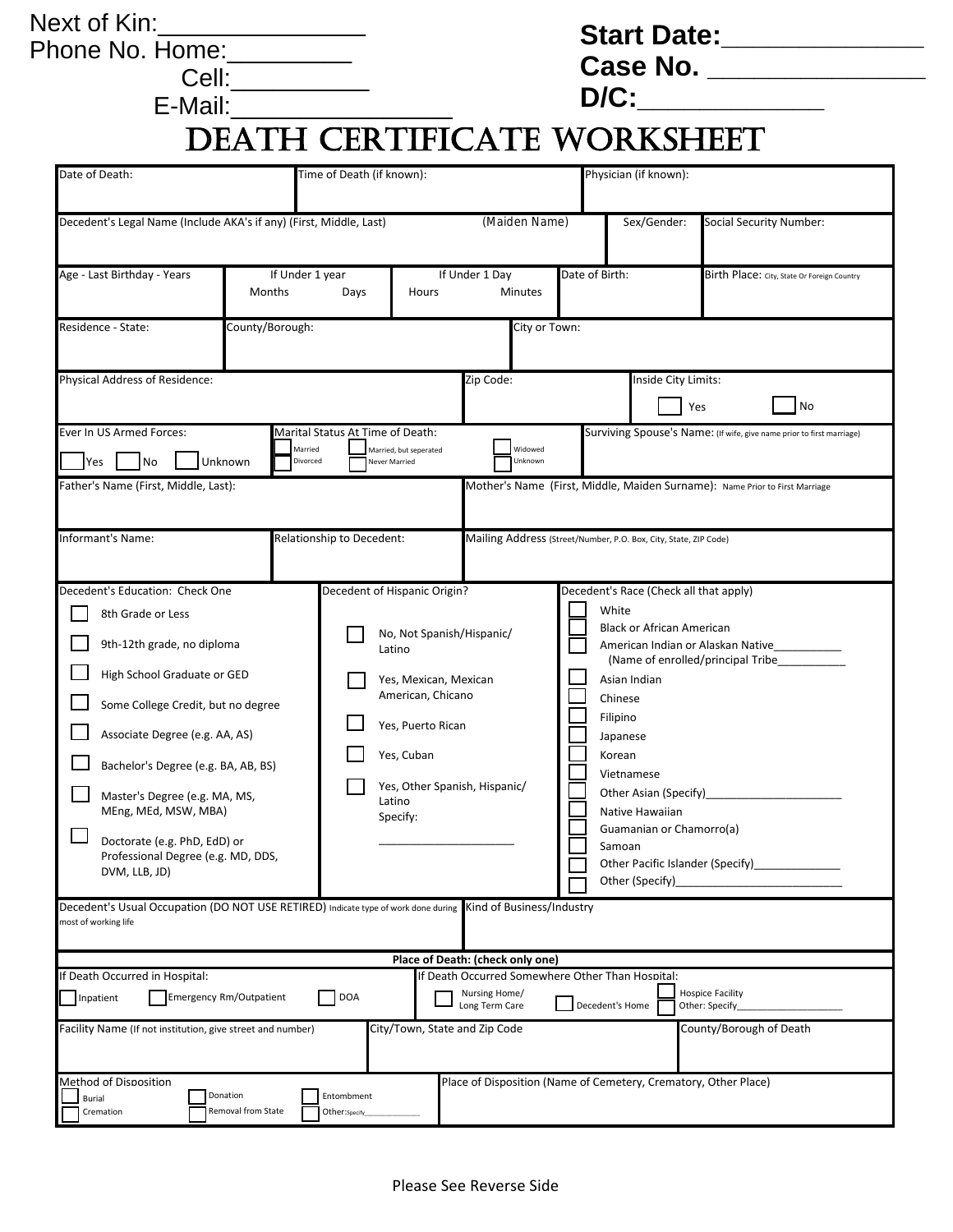Next of Kin:_______________
Phone No. Home:_________
Cell:__________
E-Mail:_______________

**Start Date:______________**
**Case No. _______________**
**D/C:_____________**

# DEATH CERTIFICATE WORKSHEET

| Date of Death: | Time of Death (if known): | Physician (if known): |
|---|---|---|
| | | |

| Decedent's Legal Name (Include AKA's if any) (First, Middle, Last) | (Maiden Name) | Sex/Gender: | Social Security Number: |
|---|---|---|---|
| | | | |

| Age - Last Birthday - Years | If Under 1 year Months Days | If Under 1 Day Hours Minutes | Date of Birth: | Birth Place: City, State Or Foreign Country |
|---|---|---|---|---|
| | | | | |

| Residence - State: | County/Borough: | City or Town: |
|---|---|---|
| | | |

| Physical Address of Residence: | Zip Code: | Inside City Limits: ☐ Yes ☐ No |
|---|---|---|
| | | |

| Ever In US Armed Forces: | Marital Status At Time of Death: | Surviving Spouse's Name: (If wife, give name prior to first marriage) |
|---|---|---|
| ☐ Yes ☐ No ☐ Unknown | ☐ Married ☐ Divorced ☐ Married, but seperated ☐ Never Married ☐ Widowed ☐ Unknown | |

| Father's Name (First, Middle, Last): | Mother's Name (First, Middle, Maiden Surname): Name Prior to First Marriage |
|---|---|
| | |

| Informant's Name: | Relationship to Decedent: | Mailing Address (Street/Number, P.O. Box, City, State, ZIP Code) |
|---|---|---|
| | | |

**Decedent's Education: Check One**
- ☐ 8th Grade or Less
- ☐ 9th-12th grade, no diploma
- ☐ High School Graduate or GED
- ☐ Some College Credit, but no degree
- ☐ Associate Degree (e.g. AA, AS)
- ☐ Bachelor's Degree (e.g. BA, AB, BS)
- ☐ Master's Degree (e.g. MA, MS, MEng, MEd, MSW, MBA)
- ☐ Doctorate (e.g. PhD, EdD) or Professional Degree (e.g. MD, DDS, DVM, LLB, JD)

**Decedent of Hispanic Origin?**
- ☐ No, Not Spanish/Hispanic/ Latino
- ☐ Yes, Mexican, Mexican American, Chicano
- ☐ Yes, Puerto Rican
- ☐ Yes, Cuban
- ☐ Yes, Other Spanish, Hispanic/ Latino Specify: _____________________

**Decedent's Race (Check all that apply)**
- ☐ White
- ☐ Black or African American
- ☐ American Indian or Alaskan Native___________ (Name of enrolled/principal Tribe___________
- ☐ Asian Indian
- ☐ Chinese
- ☐ Filipino
- ☐ Japanese
- ☐ Korean
- ☐ Vietnamese
- ☐ Other Asian (Specify)______________________
- ☐ Native Hawaiian
- ☐ Guamanian or Chamorro(a)
- ☐ Samoan
- ☐ Other Pacific Islander (Specify)______________
- ☐ Other (Specify)___________________________

| Decedent's Usual Occupation (DO NOT USE RETIRED) Indicate type of work done during most of working life | Kind of Business/Industry |
|---|---|
| | |

**Place of Death: (check only one)**

| If Death Occurred in Hospital: | If Death Occurred Somewhere Other Than Hospital: |
|---|---|
| ☐ Inpatient ☐ Emergency Rm/Outpatient ☐ DOA | ☐ Nursing Home/ Long Term Care ☐ Decedent's Home ☐ Hospice Facility Other: Specify___________________ |

| Facility Name (If not institution, give street and number) | City/Town, State and Zip Code | County/Borough of Death |
|---|---|---|
| | | |

| Method of Disposition | Place of Disposition (Name of Cemetery, Crematory, Other Place) |
|---|---|
| ☐ Burial ☐ Cremation ☐ Donation ☐ Removal from State ☐ Entombment ☐ Other:Specify____________ | |

Please See Reverse Side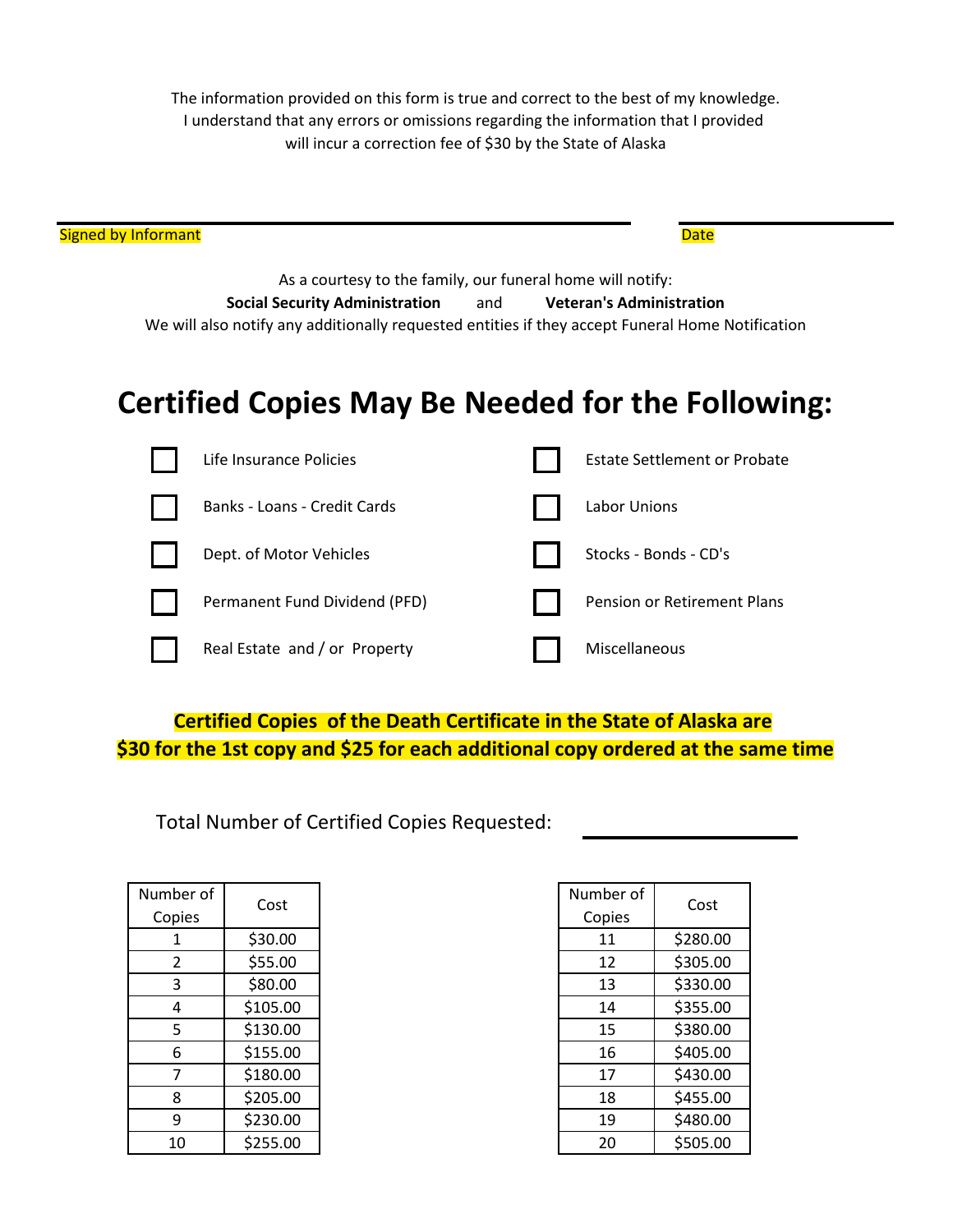The information provided on this form is true and correct to the best of my knowledge.
I understand that any errors or omissions regarding the information that I provided
will incur a correction fee of $30 by the State of Alaska

Signed by Informant ______________________________ Date ______________

As a courtesy to the family, our funeral home will notify:
**Social Security Administration** and **Veteran's Administration**
We will also notify any additionally requested entities if they accept Funeral Home Notification

# Certified Copies May Be Needed for the Following:

- [ ] Life Insurance Policies
- [ ] Banks - Loans - Credit Cards
- [ ] Dept. of Motor Vehicles
- [ ] Permanent Fund Dividend (PFD)
- [ ] Real Estate and / or Property
- [ ] Estate Settlement or Probate
- [ ] Labor Unions
- [ ] Stocks - Bonds - CD's
- [ ] Pension or Retirement Plans
- [ ] Miscellaneous

**Certified Copies of the Death Certificate in the State of Alaska are**
**$30 for the 1st copy and $25 for each additional copy ordered at the same time**

Total Number of Certified Copies Requested: ______________

| Number of Copies | Cost |
|---|---|
| 1 | $30.00 |
| 2 | $55.00 |
| 3 | $80.00 |
| 4 | $105.00 |
| 5 | $130.00 |
| 6 | $155.00 |
| 7 | $180.00 |
| 8 | $205.00 |
| 9 | $230.00 |
| 10 | $255.00 |

| Number of Copies | Cost |
|---|---|
| 11 | $280.00 |
| 12 | $305.00 |
| 13 | $330.00 |
| 14 | $355.00 |
| 15 | $380.00 |
| 16 | $405.00 |
| 17 | $430.00 |
| 18 | $455.00 |
| 19 | $480.00 |
| 20 | $505.00 |